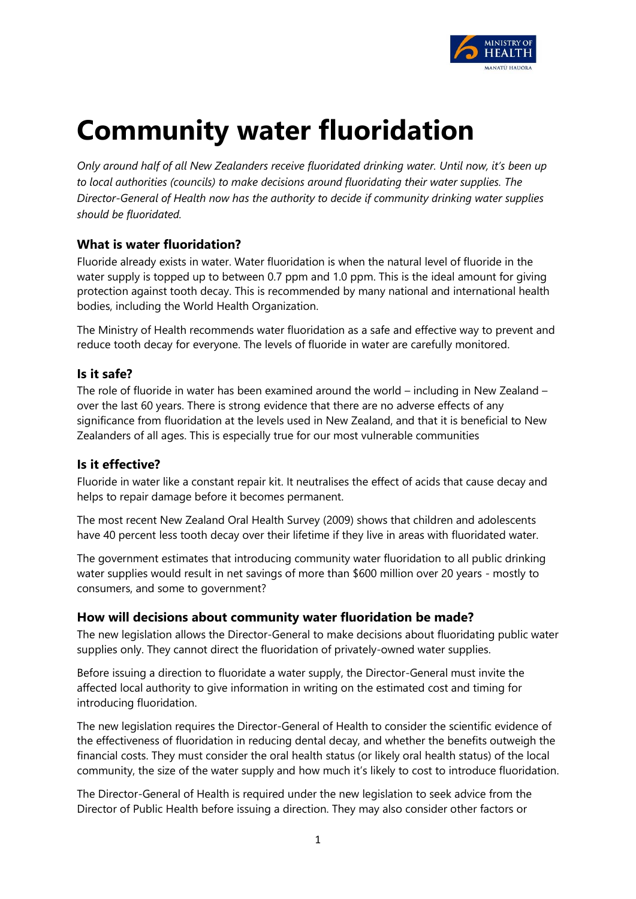# Community water fluoridation

*Only around half of all New Zealanders receive fluoridated drinking water. Until now, it's been up to local authorities (councils) to make decisions around fluoridating their water supplies. The Director-General of Health now has the authority to decide if community drinking water supplies should be fluoridated.*

### What is water fluoridation?

Fluoride already exists in water. Water fluoridation is when the natural level of fluoride in the water supply is topped up to between 0.7 ppm and 1.0 ppm. This is the ideal amount for giving protection against tooth decay. This is recommended by many national and international health bodies, including the World Health Organization.

The Ministry of Health recommends water fluoridation as a safe and effective way to prevent and reduce tooth decay for everyone. The levels of fluoride in water are carefully monitored.

### Is it safe?

The role of fluoride in water has been examined around the world – including in New Zealand – over the last 60 years. There is strong evidence that there are no adverse effects of any significance from fluoridation at the levels used in New Zealand, and that it is beneficial to New Zealanders of all ages. This is especially true for our most vulnerable communities

### Is it effective?

Fluoride in water like a constant repair kit. It neutralises the effect of acids that cause decay and helps to repair damage before it becomes permanent.

The most recent New Zealand Oral Health Survey (2009) shows that children and adolescents have 40 percent less tooth decay over their lifetime if they live in areas with fluoridated water.

The government estimates that introducing community water fluoridation to all public drinking water supplies would result in net savings of more than $600 million over 20 years - mostly to consumers, and some to government?

### How will decisions about community water fluoridation be made?

The new legislation allows the Director-General to make decisions about fluoridating public water supplies only. They cannot direct the fluoridation of privately-owned water supplies.

Before issuing a direction to fluoridate a water supply, the Director-General must invite the affected local authority to give information in writing on the estimated cost and timing for introducing fluoridation.

The new legislation requires the Director-General of Health to consider the scientific evidence of the effectiveness of fluoridation in reducing dental decay, and whether the benefits outweigh the financial costs. They must consider the oral health status (or likely oral health status) of the local community, the size of the water supply and how much it's likely to cost to introduce fluoridation.

The Director-General of Health is required under the new legislation to seek advice from the Director of Public Health before issuing a direction. They may also consider other factors or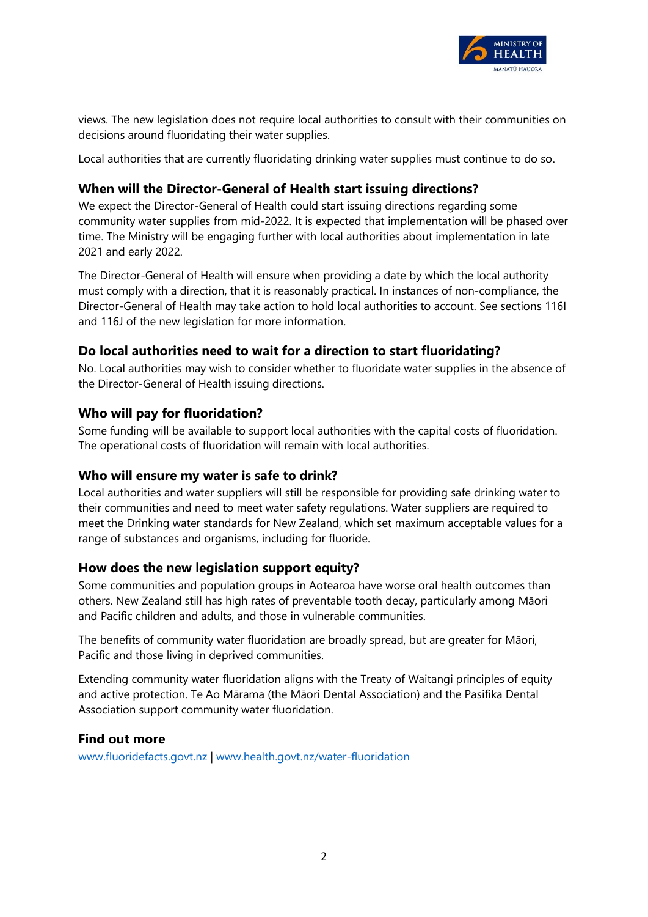views. The new legislation does not require local authorities to consult with their communities on decisions around fluoridating their water supplies.

Local authorities that are currently fluoridating drinking water supplies must continue to do so.

### When will the Director-General of Health start issuing directions?

We expect the Director-General of Health could start issuing directions regarding some community water supplies from mid-2022. It is expected that implementation will be phased over time. The Ministry will be engaging further with local authorities about implementation in late 2021 and early 2022.

The Director-General of Health will ensure when providing a date by which the local authority must comply with a direction, that it is reasonably practical. In instances of non-compliance, the Director-General of Health may take action to hold local authorities to account. See sections 116I and 116J of the new legislation for more information.

### Do local authorities need to wait for a direction to start fluoridating?

No. Local authorities may wish to consider whether to fluoridate water supplies in the absence of the Director-General of Health issuing directions.

### Who will pay for fluoridation?

Some funding will be available to support local authorities with the capital costs of fluoridation. The operational costs of fluoridation will remain with local authorities.

### Who will ensure my water is safe to drink?

Local authorities and water suppliers will still be responsible for providing safe drinking water to their communities and need to meet water safety regulations. Water suppliers are required to meet the Drinking water standards for New Zealand, which set maximum acceptable values for a range of substances and organisms, including for fluoride.

### How does the new legislation support equity?

Some communities and population groups in Aotearoa have worse oral health outcomes than others. New Zealand still has high rates of preventable tooth decay, particularly among Māori and Pacific children and adults, and those in vulnerable communities.

The benefits of community water fluoridation are broadly spread, but are greater for Māori, Pacific and those living in deprived communities.

Extending community water fluoridation aligns with the Treaty of Waitangi principles of equity and active protection. Te Ao Mārama (the Māori Dental Association) and the Pasifika Dental Association support community water fluoridation.

### Find out more

www.fluoridefacts.govt.nz | www.health.govt.nz/water-fluoridation